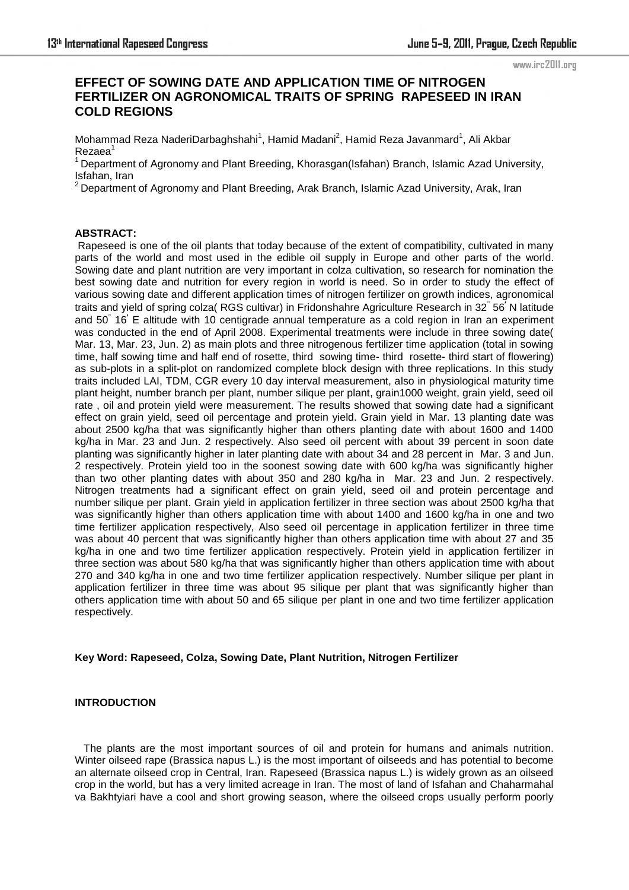# EFFECT OF SOWING DATE AND APPLICATION TIME OF NITROGEN FERTILIZER ON AGRONOMICAL TRAITS OF SPRING RAPESEED IN IRAN COLD REGIONS

Mohammad Reza NaderiDarbaghshahi[1], Hamid Madani[2], Hamid Reza Javanmard[1], Ali Akbar Rezaea[1]

[1] Department of Agronomy and Plant Breeding, Khorasgan(Isfahan) Branch, Islamic Azad University, Isfahan, Iran

[2] Department of Agronomy and Plant Breeding, Arak Branch, Islamic Azad University, Arak, Iran

## ABSTRACT:

Rapeseed is one of the oil plants that today because of the extent of compatibility, cultivated in many parts of the world and most used in the edible oil supply in Europe and other parts of the world. Sowing date and plant nutrition are very important in colza cultivation, so research for nomination the best sowing date and nutrition for every region in world is need. So in order to study the effect of various sowing date and different application times of nitrogen fertilizer on growth indices, agronomical traits and yield of spring colza( RGS cultivar) in Fridonshahre Agriculture Research in 32° 56′ N latitude and 50° 16′ E altitude with 10 centigrade annual temperature as a cold region in Iran an experiment was conducted in the end of April 2008. Experimental treatments were include in three sowing date( Mar. 13, Mar. 23, Jun. 2) as main plots and three nitrogenous fertilizer time application (total in sowing time, half sowing time and half end of rosette, third sowing time- third rosette- third start of flowering) as sub-plots in a split-plot on randomized complete block design with three replications. In this study traits included LAI, TDM, CGR every 10 day interval measurement, also in physiological maturity time plant height, number branch per plant, number silique per plant, grain1000 weight, grain yield, seed oil rate , oil and protein yield were measurement. The results showed that sowing date had a significant effect on grain yield, seed oil percentage and protein yield. Grain yield in Mar. 13 planting date was about 2500 kg/ha that was significantly higher than others planting date with about 1600 and 1400 kg/ha in Mar. 23 and Jun. 2 respectively. Also seed oil percent with about 39 percent in soon date planting was significantly higher in later planting date with about 34 and 28 percent in Mar. 3 and Jun. 2 respectively. Protein yield too in the soonest sowing date with 600 kg/ha was significantly higher than two other planting dates with about 350 and 280 kg/ha in Mar. 23 and Jun. 2 respectively. Nitrogen treatments had a significant effect on grain yield, seed oil and protein percentage and number silique per plant. Grain yield in application fertilizer in three section was about 2500 kg/ha that was significantly higher than others application time with about 1400 and 1600 kg/ha in one and two time fertilizer application respectively, Also seed oil percentage in application fertilizer in three time was about 40 percent that was significantly higher than others application time with about 27 and 35 kg/ha in one and two time fertilizer application respectively. Protein yield in application fertilizer in three section was about 580 kg/ha that was significantly higher than others application time with about 270 and 340 kg/ha in one and two time fertilizer application respectively. Number silique per plant in application fertilizer in three time was about 95 silique per plant that was significantly higher than others application time with about 50 and 65 silique per plant in one and two time fertilizer application respectively.

**Key Word: Rapeseed, Colza, Sowing Date, Plant Nutrition, Nitrogen Fertilizer**

## INTRODUCTION

The plants are the most important sources of oil and protein for humans and animals nutrition. Winter oilseed rape (Brassica napus L.) is the most important of oilseeds and has potential to become an alternate oilseed crop in Central, Iran. Rapeseed (Brassica napus L.) is widely grown as an oilseed crop in the world, but has a very limited acreage in Iran. The most of land of Isfahan and Chaharmahal va Bakhtyiari have a cool and short growing season, where the oilseed crops usually perform poorly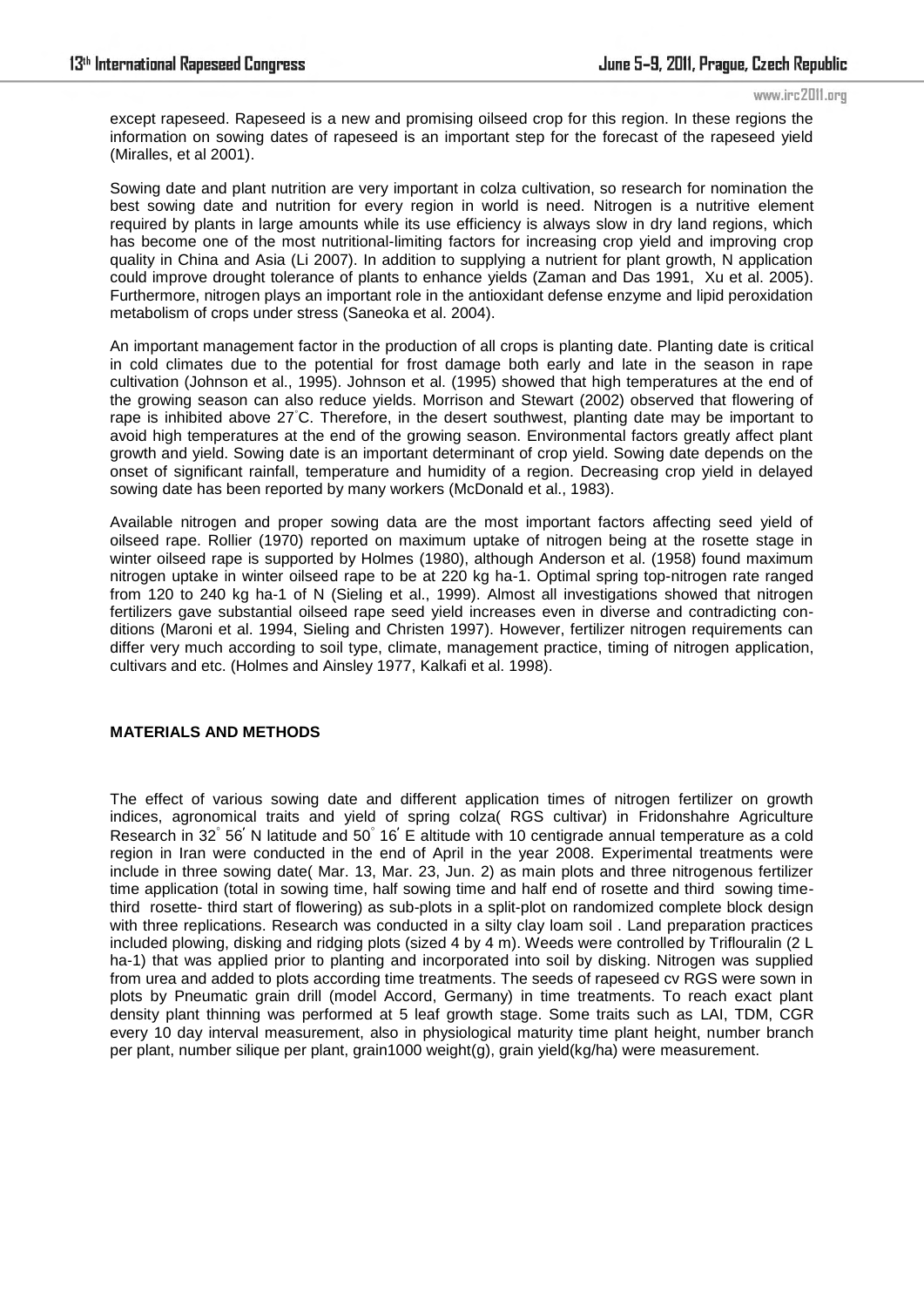except rapeseed. Rapeseed is a new and promising oilseed crop for this region. In these regions the information on sowing dates of rapeseed is an important step for the forecast of the rapeseed yield (Miralles, et al 2001).

Sowing date and plant nutrition are very important in colza cultivation, so research for nomination the best sowing date and nutrition for every region in world is need. Nitrogen is a nutritive element required by plants in large amounts while its use efficiency is always slow in dry land regions, which has become one of the most nutritional-limiting factors for increasing crop yield and improving crop quality in China and Asia (Li 2007). In addition to supplying a nutrient for plant growth, N application could improve drought tolerance of plants to enhance yields (Zaman and Das 1991, Xu et al. 2005). Furthermore, nitrogen plays an important role in the antioxidant defense enzyme and lipid peroxidation metabolism of crops under stress (Saneoka et al. 2004).

An important management factor in the production of all crops is planting date. Planting date is critical in cold climates due to the potential for frost damage both early and late in the season in rape cultivation (Johnson et al., 1995). Johnson et al. (1995) showed that high temperatures at the end of the growing season can also reduce yields. Morrison and Stewart (2002) observed that flowering of rape is inhibited above 27˚C. Therefore, in the desert southwest, planting date may be important to avoid high temperatures at the end of the growing season. Environmental factors greatly affect plant growth and yield. Sowing date is an important determinant of crop yield. Sowing date depends on the onset of significant rainfall, temperature and humidity of a region. Decreasing crop yield in delayed sowing date has been reported by many workers (McDonald et al., 1983).

Available nitrogen and proper sowing data are the most important factors affecting seed yield of oilseed rape. Rollier (1970) reported on maximum uptake of nitrogen being at the rosette stage in winter oilseed rape is supported by Holmes (1980), although Anderson et al. (1958) found maximum nitrogen uptake in winter oilseed rape to be at 220 kg ha-1. Optimal spring top-nitrogen rate ranged from 120 to 240 kg ha-1 of N (Sieling et al., 1999). Almost all investigations showed that nitrogen fertilizers gave substantial oilseed rape seed yield increases even in diverse and contradicting conditions (Maroni et al. 1994, Sieling and Christen 1997). However, fertilizer nitrogen requirements can differ very much according to soil type, climate, management practice, timing of nitrogen application, cultivars and etc. (Holmes and Ainsley 1977, Kalkafi et al. 1998).

## MATERIALS AND METHODS

The effect of various sowing date and different application times of nitrogen fertilizer on growth indices, agronomical traits and yield of spring colza( RGS cultivar) in Fridonshahre Agriculture Research in 32˚ 56′ N latitude and 50˚ 16′ E altitude with 10 centigrade annual temperature as a cold region in Iran were conducted in the end of April in the year 2008. Experimental treatments were include in three sowing date( Mar. 13, Mar. 23, Jun. 2) as main plots and three nitrogenous fertilizer time application (total in sowing time, half sowing time and half end of rosette and third sowing time-third rosette- third start of flowering) as sub-plots in a split-plot on randomized complete block design with three replications. Research was conducted in a silty clay loam soil . Land preparation practices included plowing, disking and ridging plots (sized 4 by 4 m). Weeds were controlled by Triflouralin (2 L ha-1) that was applied prior to planting and incorporated into soil by disking. Nitrogen was supplied from urea and added to plots according time treatments. The seeds of rapeseed cv RGS were sown in plots by Pneumatic grain drill (model Accord, Germany) in time treatments. To reach exact plant density plant thinning was performed at 5 leaf growth stage. Some traits such as LAI, TDM, CGR every 10 day interval measurement, also in physiological maturity time plant height, number branch per plant, number silique per plant, grain1000 weight(g), grain yield(kg/ha) were measurement.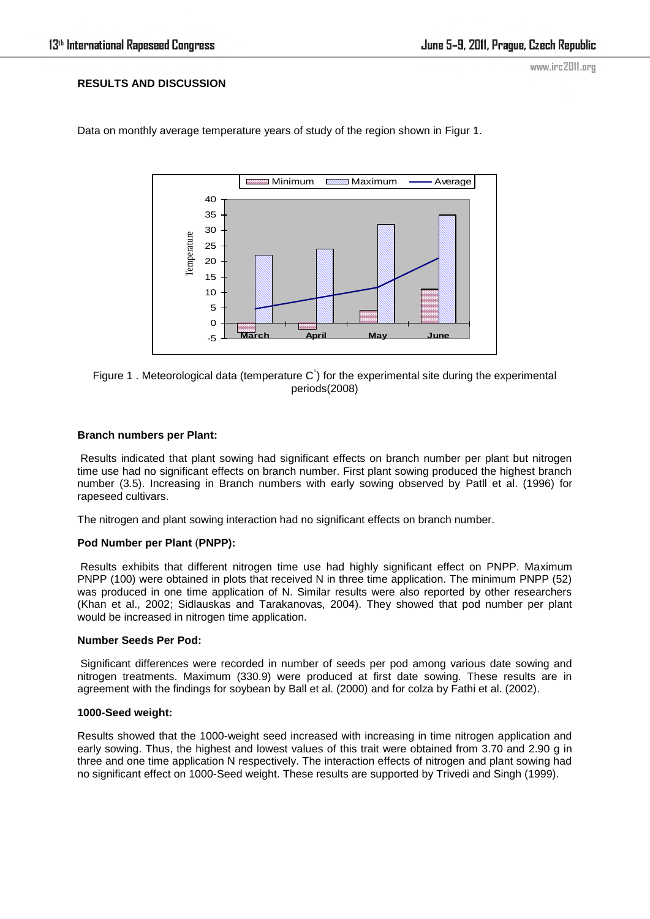## RESULTS AND DISCUSSION

Data on monthly average temperature years of study of the region shown in Figur 1.

Figure 1 . Meteorological data (temperature C°) for the experimental site during the experimental periods(2008)

### Branch numbers per Plant:

Results indicated that plant sowing had significant effects on branch number per plant but nitrogen time use had no significant effects on branch number. First plant sowing produced the highest branch number (3.5). Increasing in Branch numbers with early sowing observed by Patll et al. (1996) for rapeseed cultivars.

The nitrogen and plant sowing interaction had no significant effects on branch number.

### Pod Number per Plant (PNPP):

Results exhibits that different nitrogen time use had highly significant effect on PNPP. Maximum PNPP (100) were obtained in plots that received N in three time application. The minimum PNPP (52) was produced in one time application of N. Similar results were also reported by other researchers (Khan et al., 2002; Sidlauskas and Tarakanovas, 2004). They showed that pod number per plant would be increased in nitrogen time application.

### Number Seeds Per Pod:

Significant differences were recorded in number of seeds per pod among various date sowing and nitrogen treatments. Maximum (330.9) were produced at first date sowing. These results are in agreement with the findings for soybean by Ball et al. (2000) and for colza by Fathi et al. (2002).

### 1000-Seed weight:

Results showed that the 1000-weight seed increased with increasing in time nitrogen application and early sowing. Thus, the highest and lowest values of this trait were obtained from 3.70 and 2.90 g in three and one time application N respectively. The interaction effects of nitrogen and plant sowing had no significant effect on 1000-Seed weight. These results are supported by Trivedi and Singh (1999).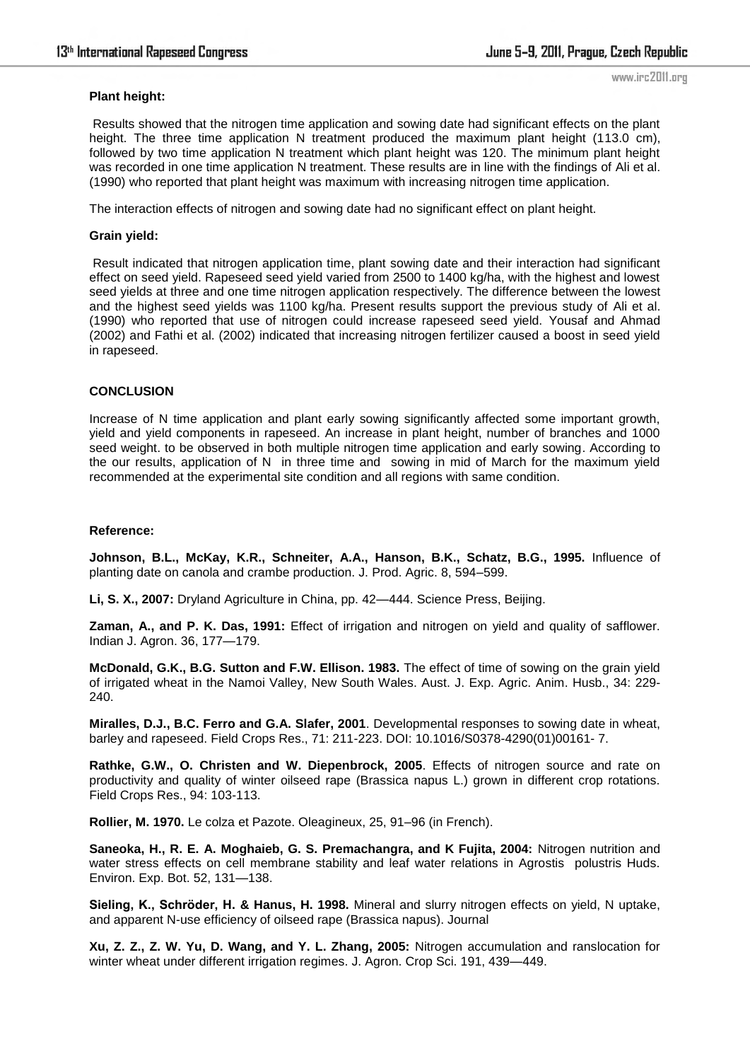**Plant height:**

Results showed that the nitrogen time application and sowing date had significant effects on the plant height. The three time application N treatment produced the maximum plant height (113.0 cm), followed by two time application N treatment which plant height was 120. The minimum plant height was recorded in one time application N treatment. These results are in line with the findings of Ali et al. (1990) who reported that plant height was maximum with increasing nitrogen time application.

The interaction effects of nitrogen and sowing date had no significant effect on plant height.

**Grain yield:**

Result indicated that nitrogen application time, plant sowing date and their interaction had significant effect on seed yield. Rapeseed seed yield varied from 2500 to 1400 kg/ha, with the highest and lowest seed yields at three and one time nitrogen application respectively. The difference between the lowest and the highest seed yields was 1100 kg/ha. Present results support the previous study of Ali et al. (1990) who reported that use of nitrogen could increase rapeseed seed yield. Yousaf and Ahmad (2002) and Fathi et al. (2002) indicated that increasing nitrogen fertilizer caused a boost in seed yield in rapeseed.

**CONCLUSION**

Increase of N time application and plant early sowing significantly affected some important growth, yield and yield components in rapeseed. An increase in plant height, number of branches and 1000 seed weight. to be observed in both multiple nitrogen time application and early sowing. According to the our results, application of N in three time and sowing in mid of March for the maximum yield recommended at the experimental site condition and all regions with same condition.

**Reference:**

**Johnson, B.L., McKay, K.R., Schneiter, A.A., Hanson, B.K., Schatz, B.G., 1995.** Influence of planting date on canola and crambe production. J. Prod. Agric. 8, 594–599.

**Li, S. X., 2007:** Dryland Agriculture in China, pp. 42—444. Science Press, Beijing.

**Zaman, A., and P. K. Das, 1991:** Effect of irrigation and nitrogen on yield and quality of safflower. Indian J. Agron. 36, 177—179.

**McDonald, G.K., B.G. Sutton and F.W. Ellison. 1983.** The effect of time of sowing on the grain yield of irrigated wheat in the Namoi Valley, New South Wales. Aust. J. Exp. Agric. Anim. Husb., 34: 229-240.

**Miralles, D.J., B.C. Ferro and G.A. Slafer, 2001**. Developmental responses to sowing date in wheat, barley and rapeseed. Field Crops Res., 71: 211-223. DOI: 10.1016/S0378-4290(01)00161- 7.

**Rathke, G.W., O. Christen and W. Diepenbrock, 2005**. Effects of nitrogen source and rate on productivity and quality of winter oilseed rape (Brassica napus L.) grown in different crop rotations. Field Crops Res., 94: 103-113.

**Rollier, M. 1970.** Le colza et Pazote. Oleagineux, 25, 91–96 (in French).

**Saneoka, H., R. E. A. Moghaieb, G. S. Premachangra, and K Fujita, 2004:** Nitrogen nutrition and water stress effects on cell membrane stability and leaf water relations in Agrostis polustris Huds. Environ. Exp. Bot. 52, 131—138.

**Sieling, K., Schröder, H. & Hanus, H. 1998.** Mineral and slurry nitrogen effects on yield, N uptake, and apparent N-use efficiency of oilseed rape (Brassica napus). Journal

**Xu, Z. Z., Z. W. Yu, D. Wang, and Y. L. Zhang, 2005:** Nitrogen accumulation and ranslocation for winter wheat under different irrigation regimes. J. Agron. Crop Sci. 191, 439—449.